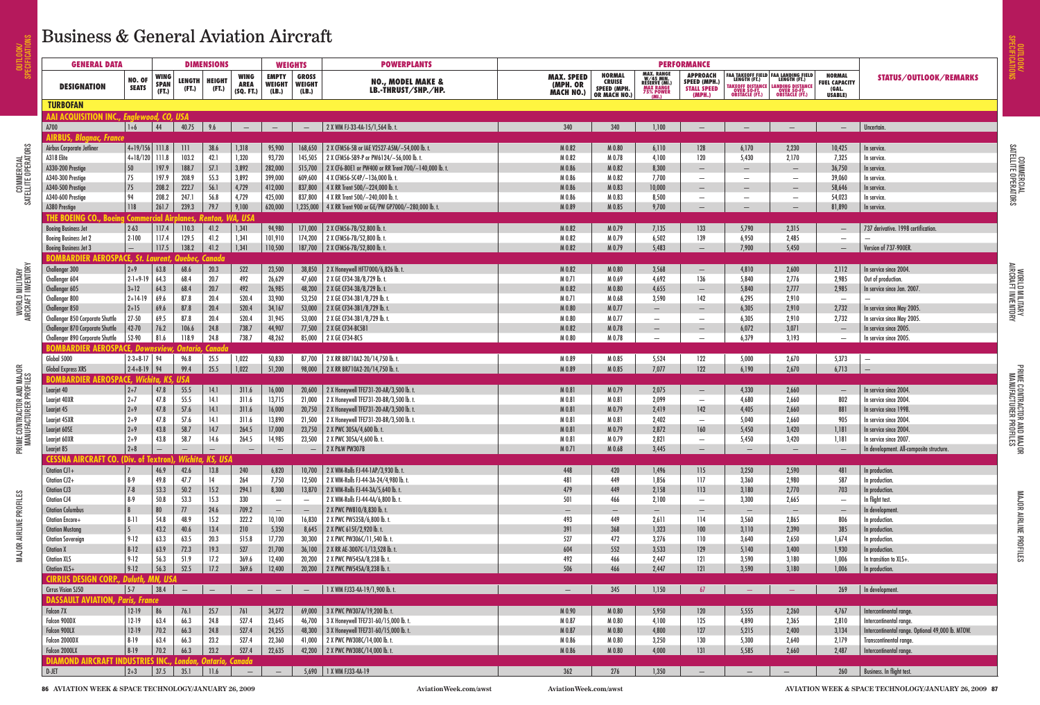# Business & General Aviation Aircraft

| GENERAL DATA | | DIMENSIONS | | | | WEIGHTS | | POWERPLANTS | PERFORMANCE | | | | | | | | |
|---|---|---|---|---|---|---|---|---|---|---|---|---|---|---|---|---|---|
| DESIGNATION | NO. OF SEATS | WING SPAN (FT.) | LENGTH (FT.) | HEIGHT (FT.) | WING AREA (SQ. FT.) | EMPTY WEIGHT (LB.) | GROSS WEIGHT (LB.) | NO., MODEL MAKE & LB.-THRUST/SHP./HP. | MAX. SPEED (MPH. OR MACH NO.) | NORMAL CRUISE SPEED (MPH. OR MACH NO.) | MAX. RANGE W/45 MIN. RESERVE (MI.) MAX RANGE 75% POWER (MI.) | APPROACH SPEED (MPH.) STALL SPEED (MPH.) | FAA TAKEOFF FIELD LENGTH (FT.) TAKEOFF DISTANCE OVER 50-FT. OBSTACLE (FT.) | FAA LANDING FIELD LENGTH (FT.) LANDING DISTANCE OVER 50-FT. OBSTACLE (FT.) | NORMAL FUEL CAPACITY (GAL. USABLE) | STATUS/OUTLOOK/REMARKS | |
| **TURBOFAN** | | | | | | | | | | | | | | | | | |
| **AAI ACQUISITION INC., Englewood, CO, USA** | | | | | | | | | | | | | | | | | |
| A700 | 1+6 | 44 | 40.75 | 9.6 | — | — | — | 2 X WM FJ-33-4A-15/1,564 lb. t. | 340 | 340 | 1,100 | — | — | — | — | Uncertain. | |
| **AIRBUS, Blagnac, France** | | | | | | | | | | | | | | | | | |
| Airbus Corporate Jetliner | 4+19/156 | 111.8 | 111 | 38.6 | 1,318 | 95,900 | 168,650 | 2 X CFM56-5B or IAE V2527-A5M/~54,000 lb. t. | M 0.82 | M 0.80 | 6,110 | 128 | 6,170 | 2,230 | 10,425 | In service. | |
| A318 Elite | 4+18/120 | 111.8 | 103.2 | 42.1 | 1,320 | 93,720 | 145,505 | 2 X CFM56-5B9-P or PW6124/~56,000 lb. t. | M 0.82 | M 0.78 | 4,100 | 120 | 5,430 | 2,170 | 7,325 | In service. | |
| A330-200 Prestige | 50 | 197.9 | 188.7 | 57.1 | 3,892 | 282,000 | 515,700 | 2 X CF6-80E1 or PW400 or RR Trent 700/~140,000 lb. t. | M 0.86 | M 0.82 | 8,300 | — | — | — | 36,750 | In service. | |
| A340-300 Prestige | 75 | 197.9 | 208.9 | 55.3 | 3,892 | 399,000 | 609,600 | 4 X CFM56-5C4P/~136,000 lb. t. | M 0.86 | M 0.82 | 7,700 | — | — | — | 39,060 | In service. | |
| A340-500 Prestige | 75 | 208.2 | 222.7 | 56.1 | 4,729 | 412,000 | 837,800 | 4 X RR Trent 500/~224,000 lb. t. | M 0.86 | M 0.83 | 10,000 | — | — | — | 58,646 | In service. | |
| A340-600 Prestige | 94 | 208.2 | 247.1 | 56.8 | 4,729 | 425,000 | 837,800 | 4 X RR Trent 500/~240,000 lb. t. | M 0.86 | M 0.83 | 8,500 | — | — | — | 54,023 | In service. | |
| A380 Prestige | 118 | 261.7 | 239.3 | 79.7 | 9,100 | 620,000 | 1,235,000 | 4 X RR Trent 900 or GE/PW GP7000/~280,000 lb. t. | M 0.89 | M 0.85 | 9,700 | — | — | — | 81,890 | In service. | |
| **THE BOEING CO., Boeing Commercial Airplanes, Renton, WA, USA** | | | | | | | | | | | | | | | | | |
| Boeing Business Jet | 2-63 | 117.4 | 110.3 | 41.2 | 1,341 | 94,980 | 171,000 | 2 X CFM56-7B/52,800 lb. t. | M 0.82 | M 0.79 | 7,135 | 133 | 5,790 | 2,315 | — | 737 derivative. 1998 certification. | |
| Boeing Business Jet 2 | 2-100 | 117.4 | 129.5 | 41.2 | 1,341 | 101,910 | 174,200 | 2 X CFM56-7B/52,800 lb. t. | M 0.82 | M 0.79 | 6,502 | 139 | 6,950 | 2,485 | — | — | |
| Boeing Business Jet 3 | — | 117.5 | 138.2 | 41.2 | 1,341 | 110,500 | 187,700 | 2 X CFM56-7B/52,800 lb. t. | M 0.82 | M 0.79 | 5,483 | — | 7,900 | 5,450 | — | Version of 737-900ER. | |
| **BOMBARDIER AEROSPACE, St. Laurent, Quebec, Canada** | | | | | | | | | | | | | | | | | |
| Challenger 300 | 2+9 | 63.8 | 68.6 | 20.3 | 522 | 23,500 | 38,850 | 2 X Honeywell HFT7000/6,826 lb. t. | M 0.82 | M 0.80 | 3,568 | — | 4,810 | 2,600 | 2,112 | In service since 2004. | |
| Challenger 604 | 2-1+9-19 | 64.3 | 68.4 | 20.7 | 492 | 26,629 | 47,600 | 2 X GE CF34-3B/8,729 lb. t. | M 0.71 | M 0.69 | 4,692 | 136 | 5,840 | 2,776 | 2,985 | Out of production. | |
| Challenger 605 | 3+12 | 64.3 | 68.4 | 20.7 | 492 | 26,985 | 48,200 | 2 X GE CF34-3B/8,729 lb. t. | M 0.82 | M 0.80 | 4,655 | — | 5,840 | 2,777 | 2,985 | In service since Jan. 2007. | |
| Challenger 800 | 2+14-19 | 69.6 | 87.8 | 20.4 | 520.4 | 33,900 | 53,250 | 2 X GE CF34-3B1/8,729 lb. t. | M 0.71 | M 0.68 | 3,590 | 142 | 6,295 | 2,910 | — | — | |
| Challenger 850 | 2+15 | 69.6 | 87.8 | 20.4 | 520.4 | 34,167 | 53,000 | 2 X GE CF34-3B1/8,729 lb. t. | M 0.80 | M 0.77 | — | — | 6,305 | 2,910 | 2,732 | In service since May 2005. | |
| Challenger 850 Corporate Shuttle | 27-50 | 69.5 | 87.8 | 20.4 | 520.4 | 31,945 | 53,000 | 2 X GE CF34-3B1/8,729 lb. t. | M 0.80 | M 0.77 | — | — | 6,305 | 2,910 | 2,732 | In service since May 2005. | |
| Challenger 870 Corporate Shuttle | 42-70 | 76.2 | 106.6 | 24.8 | 738.7 | 44,907 | 77,500 | 2 X GE CF34-8C5B1 | M 0.82 | M 0.78 | — | — | 6,072 | 3,071 | — | In service since 2005. | |
| Challenger 890 Corporate Shuttle | 52-90 | 81.6 | 118.9 | 24.8 | 738.7 | 48,262 | 85,000 | 2 X GE CF34-8C5 | M 0.80 | M 0.78 | — | — | 6,379 | 3,193 | — | In service since 2005. | |
| **BOMBARDIER AEROSPACE, Downsview, Ontario, Canada** | | | | | | | | | | | | | | | | | |
| Global 5000 | 2-3+8-17 | 94 | 96.8 | 25.5 | 1,022 | 50,830 | 87,700 | 2 X RR BR710A2-20/14,750 lb. t. | M 0.89 | M 0.85 | 5,524 | 122 | 5,000 | 2,670 | 5,373 | — | |
| Global Express XRS | 2-4+8-19 | 94 | 99.4 | 25.5 | 1,022 | 51,200 | 98,000 | 2 X RR BR710A2-20/14,750 lb. t. | M 0.89 | M 0.85 | 7,077 | 122 | 6,190 | 2,670 | 6,713 | — | |
| **BOMBARDIER AEROSPACE, Wichita, KS, USA** | | | | | | | | | | | | | | | | | |
| Learjet 40 | 2+7 | 47.8 | 55.5 | 14.1 | 311.6 | 16,000 | 20,600 | 2 X Honeywell TFE731-20-AR/3,500 lb. t. | M 0.81 | M 0.79 | 2,075 | — | 4,330 | 2,660 | — | In service since 2004. | |
| Learjet 40XR | 2+7 | 47.8 | 55.5 | 14.1 | 311.6 | 13,715 | 21,000 | 2 X Honeywell TFE731-20-BR/3,500 lb. t. | M 0.81 | M 0.81 | 2,099 | — | 4,680 | 2,660 | 802 | In service since 2004. | |
| Learjet 45 | 2+9 | 47.8 | 57.6 | 14.1 | 311.6 | 16,000 | 20,750 | 2 X Honeywell TFE731-20-AR/3,500 lb. t. | M 0.81 | M 0.79 | 2,419 | 142 | 4,405 | 2,660 | 881 | In service since 1998. | |
| Learjet 45XR | 2+9 | 47.8 | 57.6 | 14.1 | 311.6 | 13,890 | 21,500 | 2 X Honeywell TFE731-20-BR/3,500 lb. t. | M 0.81 | M 0.81 | 2,402 | — | 5,040 | 2,660 | 905 | In service since 2004. | |
| Learjet 60SE | 2+9 | 43.8 | 58.7 | 14.7 | 264.5 | 17,000 | 23,750 | 2 X PWC 305A/4,600 lb. t. | M 0.81 | M 0.79 | 2,872 | 160 | 5,450 | 3,420 | 1,181 | In service since 2004. | |
| Learjet 60XR | 2+9 | 43.8 | 58.7 | 14.6 | 264.5 | 14,985 | 23,500 | 2 X PWC 305A/4,600 lb. t. | M 0.81 | M 0.79 | 2,821 | — | 5,450 | 3,420 | 1,181 | In service since 2007. | |
| Learjet 85 | 2+8 | — | — | — | — | — | — | 2 X P&W PW307B | M 0.71 | M 0.68 | 3,445 | — | — | — | — | In development. All-composite structure. | |
| **CESSNA AIRCRAFT CO. (Div. of Textron), Wichita, KS, USA** | | | | | | | | | | | | | | | | | |
| Citation CJ1+ | 7 | 46.9 | 42.6 | 13.8 | 240 | 6,820 | 10,700 | 2 X WM-Rolls FJ-44-1AP/3,930 lb. t. | 448 | 420 | 1,496 | 115 | 3,250 | 2,590 | 481 | In production. | |
| Citation CJ2+ | 8-9 | 49.8 | 47.7 | 14 | 264 | 7,750 | 12,500 | 2 X WM-Rolls FJ-44-3A-24/4,980 lb. t. | 481 | 449 | 1,856 | 117 | 3,360 | 2,980 | 587 | In production. | |
| Citation CJ3 | 7-8 | 53.3 | 50.2 | 15.2 | 294.1 | 8,300 | 13,870 | 2 X WM-Rolls FJ-44-3A/5,640 lb. t. | 479 | 449 | 2,158 | 113 | 3,180 | 2,770 | 703 | In production. | |
| Citation CJ4 | 8-9 | 50.8 | 53.3 | 15.3 | 330 | — | — | 2 X WM-Rolls FJ-44-4A/6,800 lb. t. | 501 | 466 | 2,100 | — | 3,300 | 2,665 | — | In flight test. | |
| Citation Columbus | 8 | 80 | 77 | 24.6 | 709.2 | — | — | 2 X PWC PW810/8,830 lb. t. | — | — | — | — | — | — | — | In development. | |
| Citation Encore+ | 8-11 | 54.8 | 48.9 | 15.2 | 322.2 | 10,100 | 16,830 | 2 X PWC PW535B/6,800 lb. t. | 493 | 449 | 2,611 | 114 | 3,560 | 2,865 | 806 | In production. | |
| Citation Mustang | 5 | 43.2 | 40.6 | 13.4 | 210 | 5,350 | 8,645 | 2 X PWC 615F/2,920 lb. t. | 391 | 368 | 1,323 | 100 | 3,110 | 2,390 | 385 | In production. | |
| Citation Sovereign | 9-12 | 63.3 | 63.5 | 20.3 | 515.8 | 17,720 | 30,300 | 2 X PWC PW306C/11,540 lb. t. | 527 | 472 | 3,276 | 110 | 3,640 | 2,650 | 1,674 | In production. | |
| Citation X | 8-12 | 63.9 | 72.3 | 19.3 | 527 | 21,700 | 36,100 | 2 X RR AE-3007C-1/13,528 lb. t. | 604 | 552 | 3,533 | 129 | 5,140 | 3,400 | 1,930 | In production. | |
| Citation XLS | 9-12 | 56.3 | 51.9 | 17.2 | 369.6 | 12,400 | 20,200 | 2 X PWC PW545A/8,238 lb. t. | 492 | 466 | 2,447 | 121 | 3,590 | 3,180 | 1,006 | In transition to XLS+. | |
| Citation XLS+ | 9-12 | 56.3 | 52.5 | 17.2 | 369.6 | 12,400 | 20,200 | 2 X PWC PW545A/8,238 lb. t. | 506 | 466 | 2,447 | 121 | 3,590 | 3,180 | 1,006 | In production. | |
| **CIRRUS DESIGN CORP., Duluth, MN, USA** | | | | | | | | | | | | | | | | | |
| Cirrus Vision SJ50 | 5-7 | 38.4 | — | — | — | — | — | 1 X WM FJ33-4A-19/1,900 lb. t. | — | 345 | 1,150 | 67 | — | — | 269 | In development. | |
| **DASSAULT AVIATION, Paris, France** | | | | | | | | | | | | | | | | | |
| Falcon 7X | 12-19 | 86 | 76.1 | 25.7 | 761 | 34,272 | 69,000 | 3 X PWC PW307A/19,200 lb. t. | M 0.90 | M 0.80 | 5,950 | 120 | 5,555 | 2,260 | 4,767 | Intercontinental range. | |
| Falcon 900DX | 12-19 | 63.4 | 66.3 | 24.8 | 527.4 | 23,645 | 46,700 | 3 X Honeywell TFE731-60/15,000 lb. t. | M 0.87 | M 0.80 | 4,100 | 125 | 4,890 | 2,365 | 2,810 | Intercontinental range. | |
| Falcon 900LX | 12-19 | 70.2 | 66.3 | 24.8 | 527.4 | 24,255 | 48,300 | 3 X Honeywell TFE731-60/15,000 lb. t. | M 0.87 | M 0.80 | 4,800 | 127 | 5,215 | 2,400 | 3,134 | Intercontinental range. Optional 49,000 lb. MTOW. | |
| Falcon 2000DX | 8-19 | 63.4 | 66.3 | 23.2 | 527.4 | 22,360 | 41,000 | 2 X PWC PW308C/14,000 lb. t. | M 0.86 | M 0.80 | 3,250 | 130 | 5,300 | 2,640 | 2,179 | Transcontinental range. | |
| Falcon 2000LX | 8-19 | 70.2 | 66.3 | 23.2 | 527.4 | 22,635 | 42,200 | 2 X PWC PW308C/14,000 lb. t. | M 0.86 | M 0.80 | 4,000 | 131 | 5,585 | 2,660 | 2,487 | Intercontinental range. | |
| **DIAMOND AIRCRAFT INDUSTRIES INC., London, Ontario, Canada** | | | | | | | | | | | | | | | | | |
| D-JET | 2+3 | 37.5 | 35.1 | 11.6 | — | — | 5,690 | 1 X WM FJ33-4A-19 | 362 | 276 | 1,350 | — | — | — | 260 | Business. In flight test. | |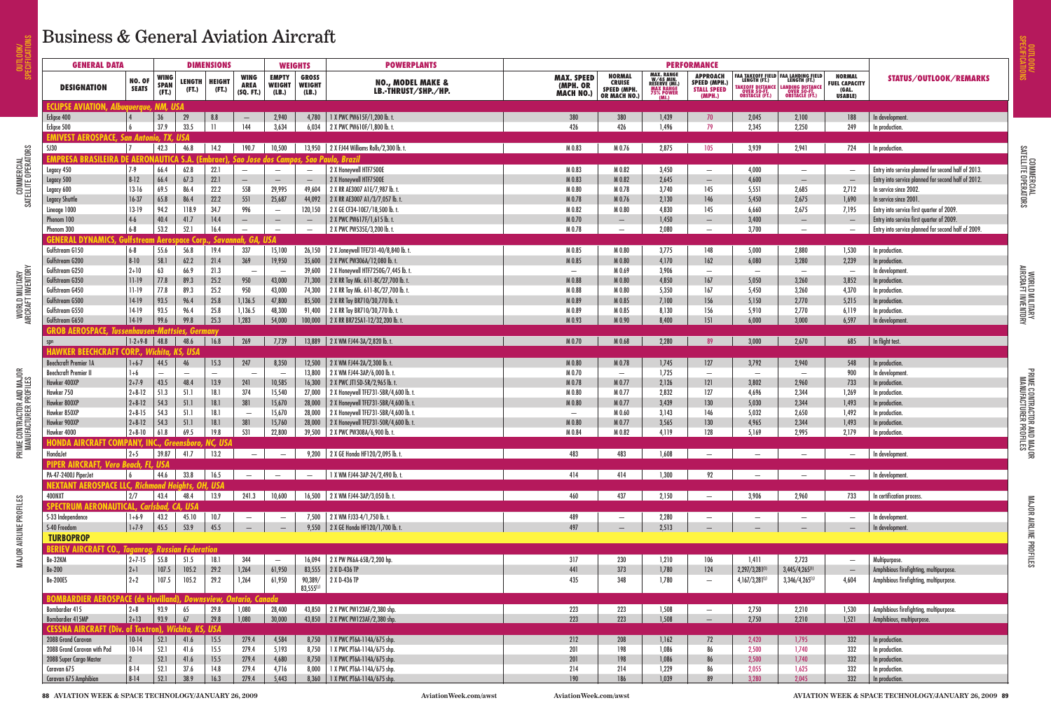# Business & General Aviation Aircraft

| GENERAL DATA | | DIMENSIONS | | | | WEIGHTS | | POWERPLANTS | PERFORMANCE | | | | | | | STATUS/OUTLOOK/REMARKS |
|---|---|---|---|---|---|---|---|---|---|---|---|---|---|---|---|---|
| DESIGNATION | NO. OF SEATS | WING SPAN (FT.) | LENGTH (FT.) | HEIGHT (FT.) | WING AREA (SQ. FT.) | EMPTY WEIGHT (LB.) | GROSS WEIGHT (LB.) | NO., MODEL MAKE & LB.-THRUST/SHP./HP. | MAX. SPEED (MPH. OR MACH NO.) | NORMAL CRUISE SPEED (MPH. OR MACH NO.) | MAX. RANGE W/45 MIN. RESERVE (MI.) MAX RANGE 75% POWER (MI.) | APPROACH SPEED (MPH.) STALL SPEED (MPH.) | FAA TAKEOFF FIELD LENGTH (FT.) TAKEOFF DISTANCE OVER 50-FT. OBSTACLE (FT.) | FAA LANDING FIELD LENGTH (FT.) LANDING DISTANCE OVER 50-FT. OBSTACLE (FT.) | NORMAL FUEL CAPACITY (GAL. USABLE) | |
| **ECLIPSE AVIATION, Albuquerque, NM, USA** | | | | | | | | | | | | | | | | |
| Eclipse 400 | 4 | 36 | 29 | 8.8 | — | 2,940 | 4,780 | 1 X PWC PW615F/1,200 lb. t. | 380 | 380 | 1,439 | 70 | 2,045 | 2,100 | 188 | In development. |
| Eclipse 500 | 6 | 37.9 | 33.5 | 11 | 144 | 3,634 | 6,034 | 2 X PWC PW610F/1,800 lb. t. | 426 | 426 | 1,496 | 79 | 2,345 | 2,250 | 249 | In production. |
| **EMIVEST AEROSPACE, San Antonio, TX, USA** | | | | | | | | | | | | | | | | |
| SJ30 | 7 | 42.3 | 46.8 | 14.2 | 190.7 | 10,500 | 13,950 | 2 X FJ44 Williams Rolls/2,300 lb. t. | M 0.83 | M 0.76 | 2,875 | 105 | 3,939 | 2,941 | 724 | In production. |
| **EMPRESA BRASILEIRA DE AERONAUTICA S.A. (Embraer), Sao Jose dos Campos, Sao Paulo, Brazil** | | | | | | | | | | | | | | | | |
| Legacy 450 | 7-9 | 66.4 | 62.8 | 22.1 | — | — | — | 2 X Honeywell HTF7500E | M 0.83 | M 0.82 | 3,450 | — | 4,000 | — | — | Entry into service planned for second half of 2013. |
| Legacy 500 | 8-12 | 66.4 | 67.3 | 22.1 | — | — | — | 2 X Honeywell HTF7500E | M 0.83 | M 0.82 | 2,645 | — | 4,600 | — | — | Entry into service planned for second half of 2012. |
| Legacy 600 | 13-16 | 69.5 | 86.4 | 22.2 | 558 | 29,995 | 49,604 | 2 X RR AE3007 A1E/7,987 lb. t. | M 0.80 | M 0.78 | 3,740 | 145 | 5,551 | 2,685 | 2,712 | In service since 2002. |
| Legacy Shuttle | 16-37 | 65.8 | 86.4 | 22.2 | 551 | 25,687 | 44,092 | 2 X RR AE3007 A1/3/7,057 lb. t. | M 0.78 | M 0.76 | 2,130 | 146 | 5,450 | 2,675 | 1,690 | In service since 2001. |
| Lineage 1000 | 13-19 | 94.2 | 118.9 | 34.7 | 996 | — | 120,150 | 2 X GE CF34-10E7/18,500 lb. t. | M 0.82 | M 0.80 | 4,830 | 145 | 6,660 | 2,675 | 7,195 | Entry into service first quarter of 2009. |
| Phenom 100 | 4-6 | 40.4 | 41.7 | 14.4 | — | — | — | 2 X PWC PW617F/1,615 lb. t. | M 0.70 | — | 1,450 | — | 3,400 | — | — | Entry into service first quarter of 2009. |
| Phenom 300 | 6-8 | 53.2 | 52.1 | 16.4 | — | — | — | 2 X PWC PW535E/3,200 lb. t. | M 0.78 | — | 2,080 | — | 3,700 | — | — | Entry into service planned for second half of 2009. |
| **GENERAL DYNAMICS, Gulfstream Aerospace Corp., Savannah, GA, USA** | | | | | | | | | | | | | | | | |
| Gulfstream G150 | 6-8 | 55.6 | 56.8 | 19.4 | 337 | 15,100 | 26,150 | 2 X Joneywell TFE731-40/8,840 lb. t. | M 0.85 | M 0.80 | 3,775 | 148 | 5,000 | 2,880 | 1,530 | In production. |
| Gulfstream G200 | 8-10 | 58.1 | 62.2 | 21.4 | 369 | 19,950 | 35,600 | 2 X PWC PW306A/12,080 lb. t. | M 0.85 | M 0.80 | 4,170 | 162 | 6,080 | 3,280 | 2,239 | In production. |
| Gulfstream G250 | 2+10 | 63 | 66.9 | 21.3 | — | — | 39,600 | 2 X Honeywell HTF7250G/7,445 lb. t. | — | M 0.69 | 3,906 | — | — | — | — | In development. |
| Gulfstream G350 | 11-19 | 77.8 | 89.3 | 25.2 | 950 | 43,000 | 71,300 | 2 X RR Tay Mk. 611-8C/27,700 lb. t. | M 0.88 | M 0.80 | 4,850 | 167 | 5,050 | 3,260 | 3,852 | In production. |
| Gulfstream G450 | 11-19 | 77.8 | 89.3 | 25.2 | 950 | 43,000 | 74,300 | 2 X RR Tay Mk. 611-8C/27,700 lb. t. | M 0.88 | M 0.80 | 5,350 | 167 | 5,450 | 3,260 | 4,370 | In production. |
| Gulfstream G500 | 14-19 | 93.5 | 96.4 | 25.8 | 1,136.5 | 47,800 | 85,500 | 2 X RR Tay BR710/30,770 lb. t. | M 0.89 | M 0.85 | 7,100 | 156 | 5,150 | 2,770 | 5,215 | In production. |
| Gulfstream G550 | 14-19 | 93.5 | 96.4 | 25.8 | 1,136.5 | 48,300 | 91,400 | 2 X RR Tay BR710/30,770 lb. t. | M 0.89 | M 0.85 | 8,130 | 156 | 5,910 | 2,770 | 6,119 | In production. |
| Gulfstream G650 | 14-19 | 99.6 | 99.8 | 25.3 | 1,283 | 54,000 | 100,000 | 2 X RR BR725A1-12/32,200 lb. t. | M 0.93 | M 0.90 | 8,400 | 151 | 6,000 | 3,000 | 6,597 | In development. |
| **GROB AEROSPACE, Tussenhausen-Mattsies, Germany** | | | | | | | | | | | | | | | | |
| spn | 1-2+9-8 | 48.8 | 48.6 | 16.8 | 269 | 7,739 | 13,889 | 2 X WM FJ44-3A/2,820 lb. t. | M 0.70 | M 0.68 | 2,280 | 89 | 3,000 | 2,670 | 685 | In flight test. |
| **HAWKER BEECHCRAFT CORP., Wichita, KS, USA** | | | | | | | | | | | | | | | | |
| Beechcraft Premier 1A | 1+6-7 | 44.5 | 46 | 15.3 | 247 | 8,350 | 12,500 | 2 X WM FJ44-2A/2,300 lb. t. | M 0.80 | M 0.78 | 1,745 | 127 | 3,792 | 2,940 | 548 | In production. |
| Beechcraft Premier II | 1+6 | — | — | — | — | — | 13,800 | 2 X WM FJ44-3AP/6,000 lb. t. | M 0.70 | — | 1,725 | — | — | — | 900 | In development. |
| Hawker 400XP | 2+7-9 | 43.5 | 48.4 | 13.9 | 241 | 10,585 | 16,300 | 2 X PWC JT15D-5R/2,965 lb. t. | M 0.78 | M 0.77 | 2,126 | 121 | 3,802 | 2,960 | 733 | In production. |
| Hawker 750 | 2+8-12 | 51.3 | 51.1 | 18.1 | 374 | 15,540 | 27,000 | 2 X Honeywell TFE731-5BR/4,600 lb. t. | M 0.80 | M 0.77 | 2,832 | 127 | 4,696 | 2,344 | 1,269 | In production. |
| Hawker 800XP | 2+8-12 | 54.3 | 51.1 | 18.1 | 381 | 15,670 | 28,000 | 2 X Honeywell TFE731-5BR/4,600 lb. t. | M 0.80 | M 0.77 | 3,439 | 130 | 5,030 | 2,344 | 1,493 | In production. |
| Hawker 850XP | 2+8-15 | 54.3 | 51.1 | 18.1 | — | 15,670 | 28,000 | 2 X Honeywell TFE731-5BR/4,600 lb. t. | — | M 0.60 | 3,143 | 146 | 5,032 | 2,650 | 1,492 | In production. |
| Hawker 900XP | 2+8-12 | 54.3 | 51.1 | 18.1 | 381 | 15,760 | 28,000 | 2 X Honeywell TFE731-50R/4,600 lb. t. | M 0.80 | M 0.77 | 3,565 | 130 | 4,965 | 2,344 | 1,493 | In production. |
| Hawker 4000 | 2+8-10 | 61.8 | 69.5 | 19.8 | 531 | 22,800 | 39,500 | 2 X PWC PW308A/6,900 lb. t. | M 0.84 | M 0.82 | 4,119 | 128 | 5,169 | 2,995 | 2,179 | In production. |
| **HONDA AIRCRAFT COMPANY, INC., Greensboro, NC, USA** | | | | | | | | | | | | | | | | |
| HondaJet | 2+5 | 39.87 | 41.7 | 13.2 | — | — | 9,200 | 2 X GE Honda HF120/2,095 lb. t. | 483 | 483 | 1,608 | — | — | — | — | In development. |
| **PIPER AIRCRAFT, Vero Beach, FL, USA** | | | | | | | | | | | | | | | | |
| PA-47-2400J PiperJet | 6 | 44.6 | 33.8 | 16.5 | — | — | — | 1 X WM FJ44-3AP-24/2,490 lb. t. | 414 | 414 | 1,300 | 92 | — | — | — | In development. |
| **NEXTANT AEROSPACE LLC, Richmond Heights, OH, USA** | | | | | | | | | | | | | | | | |
| 400NXT | 2/7 | 43.4 | 48.4 | 13.9 | 241.3 | 10,600 | 16,500 | 2 X WM FJ44-3AP/3,050 lb. t. | 460 | 437 | 2,150 | — | 3,906 | 2,960 | 733 | In certification process. |
| **SPECTRUM AERONAUTICAL, Carlsbad, CA, USA** | | | | | | | | | | | | | | | | |
| S-33 Independence | 1+6-9 | 43.2 | 45.10 | 10.7 | — | — | 7,500 | 2 X WM FJ33-4/1,750 lb. t. | 489 | — | 2,280 | — | — | — | — | In development. |
| S-40 Freedom | 1+7-9 | 45.5 | 53.9 | 45.5 | — | — | 9,550 | 2 X GE Honda HF120/1,700 lb. t. | 497 | — | 2,513 | — | — | — | — | In development. |
| **TURBOPROP** | | | | | | | | | | | | | | | | |
| **BERIEV AIRCRAFT CO., Taganrog, Russian Federation** | | | | | | | | | | | | | | | | |
| Be-32KM | 2+7-15 | 55.8 | 51.5 | 18.1 | 344 | — | 16,094 | 2 X PW PK6A-65B/2,200 hp. | 317 | 230 | 1,210 | 106 | 1,411 | 2,723 | — | Multipurpose. |
| Be-200 | 2+1 | 107.5 | 105.2 | 29.2 | 1,264 | 61,950 | 83,555 | 2 X D-436 TP | 441 | 373 | 1,780 | 124 | 2,297/3,281[1] | 3,445/4,265[1] | — | Amphibious firefighting, multipurpose. |
| Be-200ES | 2+2 | 107.5 | 105.2 | 29.2 | 1,264 | 61,950 | 90,389/83,555[1] | 2 X D-436 TP | 435 | 348 | 1,780 | — | 4,167/3,281[1] | 3,346/4,265[1] | 4,604 | Amphibious firefighting, multipurpose. |
| **BOMBARDIER AEROSPACE (de Havilland), Downsview, Ontario, Canada** | | | | | | | | | | | | | | | | |
| Bombardier 415 | 2+8 | 93.9 | 65 | 29.8 | 1,080 | 28,400 | 43,850 | 2 X PWC PW123AF/2,380 shp. | 223 | 223 | 1,508 | — | 2,750 | 2,210 | 1,530 | Amphibious firefighting, multipurpose. |
| Bombardier 415MP | 2+13 | 93.9 | 67 | 29.8 | 1,080 | 30,000 | 43,850 | 2 X PWC PW123AF/2,380 shp. | 223 | 223 | 1,508 | — | 2,750 | 2,210 | 1,521 | Amphibious, multipurpose. |
| **CESSNA AIRCRAFT (Div. of Textron), Wichita, KS, USA** | | | | | | | | | | | | | | | | |
| 208B Grand Caravan | 10-14 | 52.1 | 41.6 | 15.5 | 279.4 | 4,584 | 8,750 | 1 X PWC PT6A-114A/675 shp. | 212 | 208 | 1,162 | 72 | 2,420 | 1,795 | 332 | In production. |
| 208B Grand Caravan with Pod | 10-14 | 52.1 | 41.6 | 15.5 | 279.4 | 5,193 | 8,750 | 1 X PWC PT6A-114A/675 shp. | 201 | 198 | 1,086 | 86 | 2,500 | 1,740 | 332 | In production. |
| 208B Super Cargo Master | 2 | 52.1 | 41.6 | 15.5 | 279.4 | 4,680 | 8,750 | 1 X PWC PT6A-114A/675 shp. | 201 | 198 | 1,086 | 86 | 2,500 | 1,740 | 332 | In production. |
| Caravan 675 | 8-14 | 52.1 | 37.6 | 14.8 | 279.4 | 4,716 | 8,000 | 1 X PWC PT6A-114A/675 shp. | 214 | 214 | 1,229 | 86 | 2,055 | 1,625 | 332 | In production. |
| Caravan 675 Amphibian | 8-14 | 52.1 | 38.9 | 16.3 | 279.4 | 5,443 | 8,360 | 1 X PWC PT6A-114A/675 shp. | 190 | 186 | 1,039 | 89 | 3,280 | 2,045 | 332 | In production. |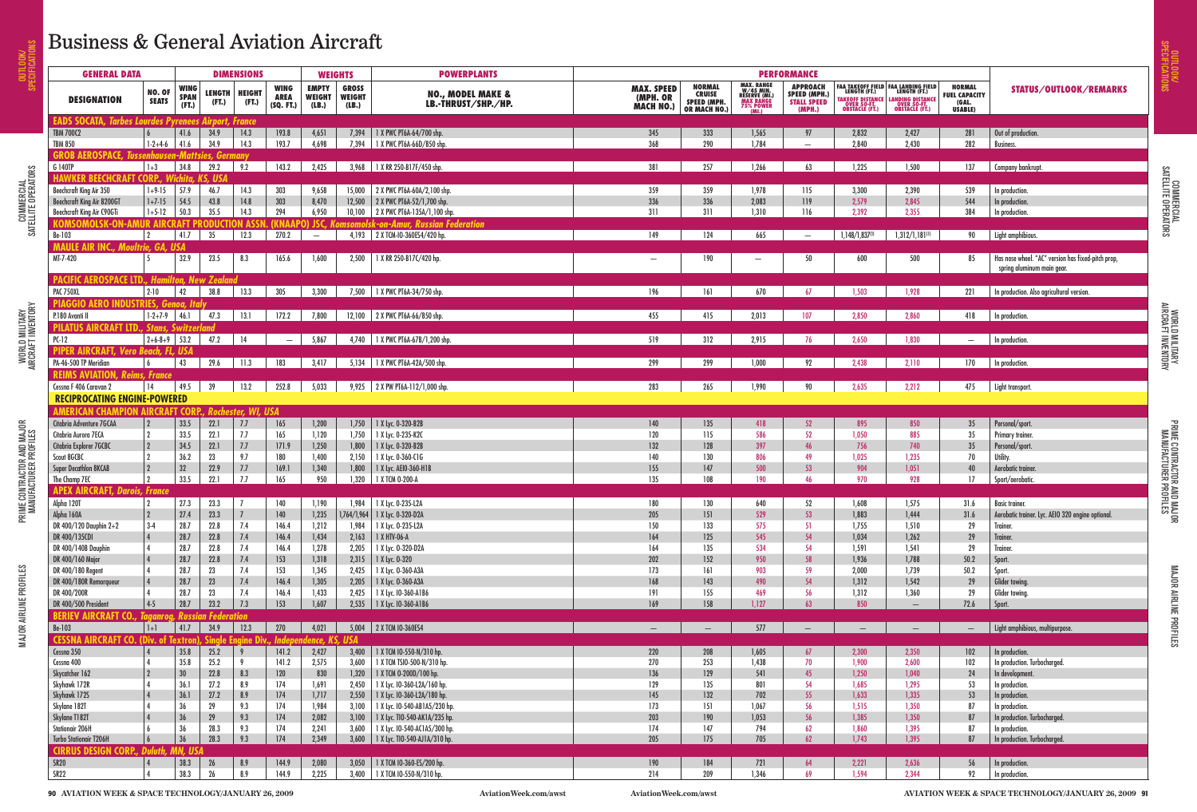# Business & General Aviation Aircraft

| GENERAL DATA | | DIMENSIONS | | | | WEIGHTS | | POWERPLANTS | PERFORMANCE | | | | | | | | |
|---|---|---|---|---|---|---|---|---|---|---|---|---|---|---|---|---|---|
| DESIGNATION | NO. OF SEATS | WING SPAN (FT.) | LENGTH (FT.) | HEIGHT (FT.) | WING AREA (SQ. FT.) | EMPTY WEIGHT (LB.) | GROSS WEIGHT (LB.) | NO., MODEL MAKE & LB.-THRUST/SHP./HP. | MAX. SPEED (MPH. OR MACH NO.) | NORMAL CRUISE SPEED (MPH. OR MACH NO.) | MAX. RANGE W/45 MIN. RESERVE (MI.) MAX RANGE 75% POWER (MI.) | APPROACH SPEED (MPH.) STALL SPEED (MPH.) | FAA TAKEOFF FIELD LENGTH (FT.) TAKEOFF DISTANCE OVER 50-FT. OBSTACLE (FT.) | FAA LANDING FIELD LENGTH (FT.) LANDING DISTANCE OVER 50-FT. OBSTACLE (FT.) | NORMAL FUEL CAPACITY (GAL. USABLE) | STATUS/OUTLOOK/REMARKS |
| **EADS SOCATA, *Tarbes Lourdes Pyrenees Airport, France*** | | | | | | | | | | | | | | | | |
| TBM 700C2 | 6 | 41.6 | 34.9 | 14.3 | 193.8 | 4,651 | 7,394 | 1 X PWC PT6A-64/700 shp. | 345 | 333 | 1,565 | 97 | 2,832 | 2,427 | 281 | Out of production. |
| TBM 850 | 1-2+4-6 | 41.6 | 34.9 | 14.3 | 193.7 | 4,698 | 7,394 | 1 X PWC PT6A-66D/850 shp. | 368 | 290 | 1,784 | — | 2,840 | 2,430 | 282 | Business. |
| **GROB AEROSPACE, *Tussenhausen-Mattsies, Germany*** | | | | | | | | | | | | | | | | |
| G 140TP | 1+3 | 34.8 | 29.2 | 9.2 | 143.2 | 2,425 | 3,968 | 1 X RR 250-B17F/450 shp. | 381 | 257 | 1,266 | 63 | 1,225 | 1,500 | 137 | Company bankrupt. |
| **HAWKER BEECHCRAFT CORP., *Wichita, KS, USA*** | | | | | | | | | | | | | | | | |
| Beechcraft King Air 350 | 1+9-15 | 57.9 | 46.7 | 14.3 | 303 | 9,658 | 15,000 | 2 X PWC PT6A-60A/2,100 shp. | 359 | 359 | 1,978 | 115 | 3,300 | 2,390 | 539 | In production. |
| Beechcraft King Air B200GT | 1+7-15 | 54.5 | 43.8 | 14.8 | 303 | 8,470 | 12,500 | 2 X PWC PT6A-52/1,700 shp. | 336 | 336 | 2,083 | 119 | 2,579 | 2,845 | 544 | In production. |
| Beechcraft King Air C90GTi | 1+5-12 | 50.3 | 35.5 | 14.3 | 294 | 6,950 | 10,100 | 2 X PWC PT6A-135A/1,100 shp. | 311 | 311 | 1,310 | 116 | 2,392 | 2,355 | 384 | In production. |
| **KOMSOMOLSK-ON-AMUR AIRCRAFT PRODUCTION ASSN. (KNAAPO) JSC, *Komsomolsk-on-Amur, Russian Federation*** | | | | | | | | | | | | | | | | |
| Be-103 | 2 | 41.7 | 35 | 12.3 | 270.2 | — | 4,193 | 2 X TCM-IO-360ES4/420 hp. | 149 | 124 | 665 | — | 1,148/1,837[1] | 1,312/1,181[1] | 90 | Light amphibious. |
| **MAULE AIR INC., *Moultrie, GA, USA*** | | | | | | | | | | | | | | | | |
| MT-7-420 | 5 | 32.9 | 23.5 | 8.3 | 165.6 | 1,600 | 2,500 | 1 X RR 250-B17C/420 hp. | — | 190 | — | 50 | 600 | 500 | 85 | Has nose wheel. "AC" version has fixed-pitch prop, spring aluminum main gear. |
| **PACIFIC AEROSPACE LTD., *Hamilton, New Zealand*** | | | | | | | | | | | | | | | | |
| PAC 750XL | 2-10 | 42 | 38.8 | 13.3 | 305 | 3,300 | 7,500 | 1 X PWC PT6A-34/750 shp. | 196 | 161 | 670 | 67 | 1,503 | 1,928 | 221 | In production. Also agricultural version. |
| **PIAGGIO AERO INDUSTRIES, *Genoa, Italy*** | | | | | | | | | | | | | | | | |
| P.180 Avanti II | 1-2+7-9 | 46.1 | 47.3 | 13.1 | 172.2 | 7,800 | 12,100 | 2 X PWC PT6A-66/850 shp. | 455 | 415 | 2,013 | 107 | 2,850 | 2,860 | 418 | In production. |
| **PILATUS AIRCRAFT LTD., *Stans, Switzerland*** | | | | | | | | | | | | | | | | |
| PC-12 | 2+6-8+9 | 53.2 | 47.2 | 14 | — | 5,867 | 4,740 | 1 X PWC PT6A-67B/1,200 shp. | 519 | 312 | 2,915 | 76 | 2,650 | 1,830 | — | In production. |
| **PIPER AIRCRAFT, *Vero Beach, FL, USA*** | | | | | | | | | | | | | | | | |
| PA-46-500 TP Meridian | 6 | 43 | 29.6 | 11.3 | 183 | 3,417 | 5,134 | 1 X PWC PT6A-42A/500 shp. | 299 | 299 | 1,000 | 92 | 2,438 | 2,110 | 170 | In production. |
| **REIMS AVIATION, *Reims, France*** | | | | | | | | | | | | | | | | |
| Cessna F 406 Caravan 2 | 14 | 49.5 | 39 | 13.2 | 252.8 | 5,033 | 9,925 | 2 X PW PT6A-112/1,000 shp. | 283 | 265 | 1,990 | 90 | 2,635 | 2,212 | 475 | Light transport. |
| **RECIPROCATING ENGINE-POWERED** | | | | | | | | | | | | | | | | |
| **AMERICAN CHAMPION AIRCRAFT CORP., *Rochester, WI, USA*** | | | | | | | | | | | | | | | | |
| Citabria Adventure 7GCAA | 2 | 33.5 | 22.1 | 7.7 | 165 | 1,200 | 1,750 | 1 X Lyc. 0-320-B2B | 140 | 135 | 418 | 52 | 895 | 850 | 35 | Personal/sport. |
| Citabria Aurora 7ECA | 2 | 33.5 | 22.1 | 7.7 | 165 | 1,120 | 1,750 | 1 X Lyc. 0-235-K2C | 120 | 115 | 586 | 52 | 1,050 | 885 | 35 | Primary trainer. |
| Citabria Explorer 7GCBC | 2 | 34.5 | 22.1 | 7.7 | 171.9 | 1,250 | 1,800 | 1 X Lyc. 0-320-B2B | 132 | 128 | 397 | 46 | 756 | 740 | 35 | Personal/sport. |
| Scout 8GCBC | 2 | 36.2 | 23 | 9.7 | 180 | 1,400 | 2,150 | 1 X Lyc. 0-360-C1G | 140 | 130 | 806 | 49 | 1,025 | 1,235 | 70 | Utility. |
| Super Decathlon 8KCAB | 2 | 32 | 22.9 | 7.7 | 169.1 | 1,340 | 1,800 | 1 X Lyc. AEIO-360-H1B | 155 | 147 | 500 | 53 | 904 | 1,051 | 40 | Aerobatic trainer. |
| The Champ 7EC | 2 | 33.5 | 22.1 | 7.7 | 165 | 950 | 1,320 | 1 X TCM O-200-A | 135 | 108 | 190 | 46 | 970 | 928 | 17 | Sport/aerobatic. |
| **APEX AIRCRAFT, *Darois, France*** | | | | | | | | | | | | | | | | |
| Alpha 120T | 2 | 27.3 | 23.3 | 7 | 140 | 1,190 | 1,984 | 1 X Lyc. 0-235-L2A | 180 | 130 | 640 | 52 | 1,608 | 1,575 | 31.6 | Basic trainer. |
| Alpha 160A | 2 | 27.4 | 23.3 | 7 | 140 | 1,235 | 1,764/1,964 | 1 X Lyc. 0-320-D2A | 205 | 151 | 529 | 53 | 1,883 | 1,444 | 31.6 | Aerobatic trainer. Lyc. AEIO 320 engine optional. |
| DR 400/120 Dauphin 2+2 | 3-4 | 28.7 | 22.8 | 7.4 | 146.4 | 1,212 | 1,984 | 1 X Lyc. 0-235-L2A | 150 | 133 | 575 | 51 | 1,755 | 1,510 | 29 | Trainer. |
| DR 400/135CDI | 4 | 28.7 | 22.8 | 7.4 | 146.4 | 1,434 | 2,163 | 1 X HTV-06-A | 164 | 125 | 545 | 54 | 1,034 | 1,262 | 29 | Trainer. |
| DR 400/140B Dauphin | 4 | 28.7 | 22.8 | 7.4 | 146.4 | 1,278 | 2,205 | 1 X Lyc. 0-320-D2A | 164 | 135 | 534 | 54 | 1,591 | 1,541 | 29 | Trainer. |
| DR 400/160 Major | 4 | 28.7 | 22.8 | 7.4 | 153 | 1,318 | 2,315 | 1 X Lyc. 0-320 | 202 | 152 | 950 | 58 | 1,936 | 1,788 | 50.2 | Sport. |
| DR 400/180 Regent | 4 | 28.7 | 23 | 7.4 | 153 | 1,345 | 2,425 | 1 X Lyc. 0-360-A3A | 173 | 161 | 903 | 59 | 2,000 | 1,739 | 50.2 | Sport. |
| DR 400/180R Remorqueur | 4 | 28.7 | 23 | 7.4 | 146.4 | 1,305 | 2,205 | 1 X Lyc. 0-360-A3A | 168 | 143 | 490 | 54 | 1,312 | 1,542 | 29 | Glider towing. |
| DR 400/200R | 4 | 28.7 | 23 | 7.4 | 146.4 | 1,433 | 2,425 | 1 X Lyc. IO-360-A1B6 | 191 | 155 | 469 | 56 | 1,312 | 1,360 | 29 | Glider towing. |
| DR 400/500 President | 4-5 | 28.7 | 23.2 | 7.3 | 153 | 1,607 | 2,535 | 1 X Lyc. IO-360-A1B6 | 169 | 158 | 1,127 | 63 | 850 | — | 72.6 | Sport. |
| **BERIEV AIRCRAFT CO., *Taganrog, Russian Federation*** | | | | | | | | | | | | | | | | |
| Be-103 | 1+1 | 41.7 | 34.9 | 12.3 | 270 | 4,021 | 5,004 | 2 X TCM IO-360ES4 | — | — | 577 | — | — | — | — | Light amphibious, multipurpose. |
| **CESSNA AIRCRAFT CO. (Div. of Textron), Single Engine Div., *Independence, KS, USA*** | | | | | | | | | | | | | | | | |
| Cessna 350 | 4 | 35.8 | 25.2 | 9 | 141.2 | 2,427 | 3,400 | 1 X TCM IO-550-N/310 hp. | 220 | 208 | 1,605 | 67 | 2,300 | 2,350 | 102 | In production. |
| Cessna 400 | 4 | 35.8 | 25.2 | 9 | 141.2 | 2,575 | 3,600 | 1 X TCM TSIO-550-N/310 hp. | 270 | 253 | 1,438 | 70 | 1,900 | 2,600 | 102 | In production. Turbocharged. |
| Skycatcher 162 | 2 | 30 | 22.8 | 8.3 | 120 | 830 | 1,320 | 1 X TCM O-200D/100 hp. | 136 | 129 | 541 | 45 | 1,250 | 1,040 | 24 | In development. |
| Skyhawk 172R | 4 | 36.1 | 27.2 | 8.9 | 174 | 1,691 | 2,450 | 1 X Lyc. IO-360-L2A/160 hp. | 129 | 135 | 801 | 54 | 1,685 | 1,295 | 53 | In production. |
| Skyhawk 172S | 4 | 36.1 | 27.2 | 8.9 | 174 | 1,717 | 2,550 | 1 X Lyc. IO-360-L2A/180 hp. | 145 | 132 | 702 | 55 | 1,633 | 1,335 | 53 | In production. |
| Skylane 182T | 4 | 36 | 29 | 9.3 | 174 | 1,984 | 3,100 | 1 X Lyc. IO-540-AB1A5/230 hp. | 173 | 151 | 1,067 | 56 | 1,515 | 1,350 | 87 | In production. |
| Skylane T182T | 4 | 36 | 29 | 9.3 | 174 | 2,082 | 3,100 | 1 X Lyc. TIO-540-AK1A/235 hp. | 203 | 190 | 1,053 | 56 | 1,385 | 1,350 | 87 | In production. Turbocharged. |
| Stationair 206H | 6 | 36 | 28.3 | 9.3 | 174 | 2,241 | 3,600 | 1 X Lyc. IO-540-AC1A5/300 hp. | 174 | 147 | 794 | 62 | 1,860 | 1,395 | 87 | In production. |
| Turbo Stationair T206H | 6 | 36 | 28.3 | 9.3 | 174 | 2,349 | 3,600 | 1 X Lyc. TIO-540-AJ1A/310 hp. | 205 | 175 | 705 | 62 | 1,743 | 1,395 | 87 | In production. Turbocharged. |
| **CIRRUS DESIGN CORP., *Duluth, MN, USA*** | | | | | | | | | | | | | | | | |
| SR20 | 4 | 38.3 | 26 | 8.9 | 144.9 | 2,080 | 3,050 | 1 X TCM IO-360-ES/200 hp. | 190 | 184 | 721 | 64 | 2,221 | 2,636 | 56 | In production. |
| SR22 | 4 | 38.3 | 26 | 8.9 | 144.9 | 2,225 | 3,400 | 1 X TCM IO-550-N/310 hp. | 214 | 209 | 1,346 | 69 | 1,594 | 2,344 | 92 | In production. |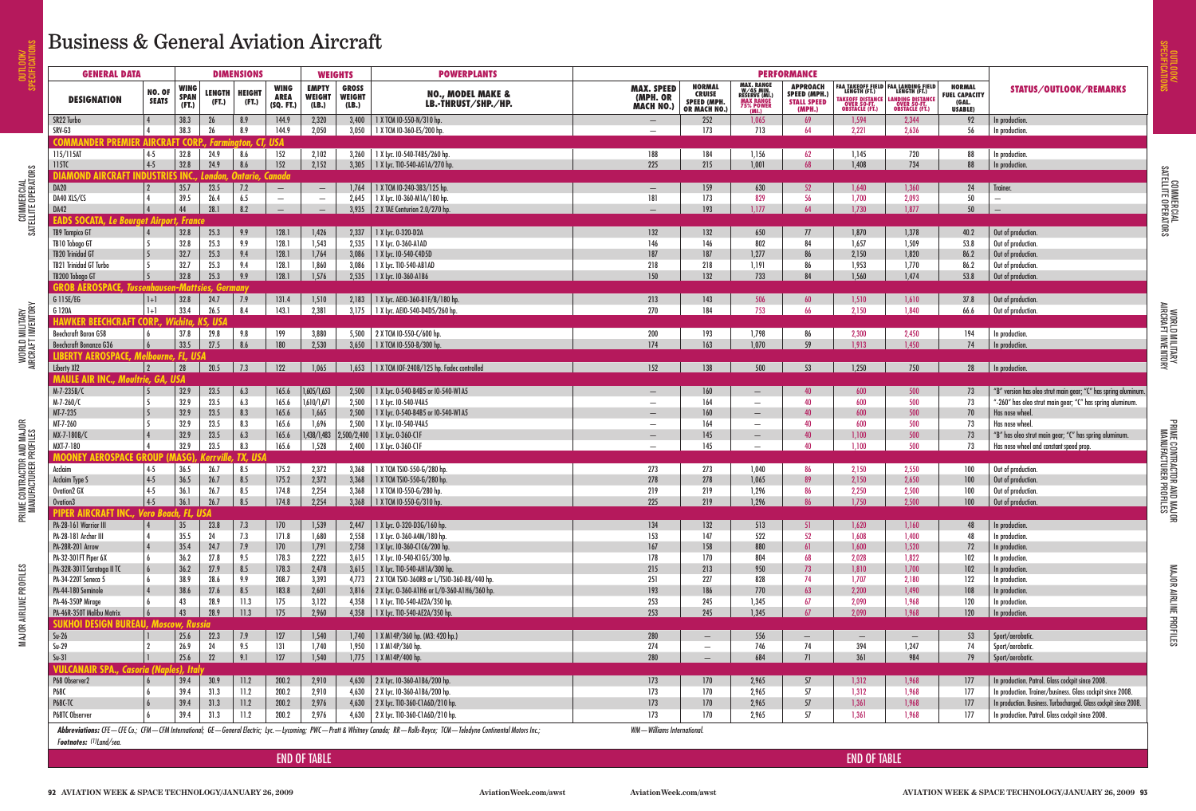# Business & General Aviation Aircraft

| GENERAL DATA | | DIMENSIONS | | | | WEIGHTS | | POWERPLANTS | PERFORMANCE | | | | | | | | |
|---|---|---|---|---|---|---|---|---|---|---|---|---|---|---|---|---|
| DESIGNATION | NO. OF SEATS | WING SPAN (FT.) | LENGTH (FT.) | HEIGHT (FT.) | WING AREA (SQ. FT.) | EMPTY WEIGHT (LB.) | GROSS WEIGHT (LB.) | NO., MODEL MAKE & LB.-THRUST/SHP./HP. | MAX. SPEED (MPH. OR MACH NO.) | NORMAL CRUISE SPEED (MPH. OR MACH NO.) | MAX. RANGE W/45 MIN. RESERVE (MI.) MAX RANGE 75% POWER (MI.) | APPROACH SPEED (MPH.) STALL SPEED (MPH.) | FAA TAKEOFF FIELD LENGTH (FT.) TAKEOFF DISTANCE OVER 50-FT. OBSTACLE (FT.) | FAA LANDING FIELD LENGTH (FT.) LANDING DISTANCE OVER 50-FT. OBSTACLE (FT.) | NORMAL FUEL CAPACITY (GAL. USABLE) | STATUS/OUTLOOK/REMARKS |
| SR22 Turbo | 4 | 38.3 | 26 | 8.9 | 144.9 | 2,320 | 3,400 | 1 X TCM IO-550-N/310 hp. | — | 252 | 1,065 | 69 | 1,594 | 2,344 | 92 | In production. |
| SRV-G3 | 4 | 38.3 | 26 | 8.9 | 144.9 | 2,050 | 3,050 | 1 X TCM IO-360-ES/200 hp. | — | 173 | 713 | 64 | 2,221 | 2,636 | 56 | In production. |
| **COMMANDER PREMIER AIRCRAFT CORP., Farmington, CT, USA** | | | | | | | | | | | | | | | | |
| 115/115AT | 4-5 | 32.8 | 24.9 | 8.6 | 152 | 2,102 | 3,260 | 1 X Lyc. IO-540-T4B5/260 hp. | 188 | 184 | 1,156 | 62 | 1,145 | 720 | 88 | In production. |
| 115TC | 4-5 | 32.8 | 24.9 | 8.6 | 152 | 2,152 | 3,305 | 1 X Lyc. TIO-540-AG1A/270 hp. | 225 | 215 | 1,001 | 68 | 1,408 | 734 | 88 | In production. |
| **DIAMOND AIRCRAFT INDUSTRIES INC., London, Ontario, Canada** | | | | | | | | | | | | | | | | |
| DA20 | 2 | 35.7 | 23.5 | 7.2 | — | — | 1,764 | 1 X TCM IO-240-3B3/125 hp. | — | 159 | 630 | 52 | 1,640 | 1,360 | 24 | Trainer. |
| DA40 XLS/CS | 4 | 39.5 | 26.4 | 6.5 | — | — | 2,645 | 1 X Lyc. IO-360-M1A/180 hp. | 181 | 173 | 829 | 56 | 1,700 | 2,093 | 50 | — |
| DA42 | 4 | 44 | 28.1 | 8.2 | — | — | 3,935 | 2 X TAE Centurion 2.0/270 hp. | — | 193 | 1,177 | 64 | 1,730 | 1,877 | 50 | — |
| **EADS SOCATA, Le Bourget Airport, France** | | | | | | | | | | | | | | | | |
| TB9 Tampico GT | 4 | 32.8 | 25.3 | 9.9 | 128.1 | 1,426 | 2,337 | 1 X Lyc. O-320-D2A | 132 | 132 | 650 | 77 | 1,870 | 1,378 | 40.2 | Out of production. |
| TB10 Tobago GT | 5 | 32.8 | 25.3 | 9.9 | 128.1 | 1,543 | 2,535 | 1 X Lyc. O-360-A1AD | 146 | 146 | 802 | 84 | 1,657 | 1,509 | 53.8 | Out of production. |
| TB20 Trinidad GT | 5 | 32.7 | 25.3 | 9.4 | 128.1 | 1,764 | 3,086 | 1 X Lyc. IO-540-C4D5D | 187 | 187 | 1,277 | 86 | 2,150 | 1,820 | 86.2 | Out of production. |
| TB21 Trinidad GT Turbo | 5 | 32.7 | 25.3 | 9.4 | 128.1 | 1,860 | 3,086 | 1 X Lyc. TIO-540-AB1AD | 218 | 218 | 1,191 | 86 | 1,953 | 1,770 | 86.2 | Out of production. |
| TB200 Tobago GT | 5 | 32.8 | 25.3 | 9.9 | 128.1 | 1,576 | 2,535 | 1 X Lyc. IO-360-A1B6 | 150 | 132 | 733 | 84 | 1,560 | 1,474 | 53.8 | Out of production. |
| **GROB AEROSPACE, Tussenhausen-Mattsies, Germany** | | | | | | | | | | | | | | | | |
| G 115E/EG | 1+1 | 32.8 | 24.7 | 7.9 | 131.4 | 1,510 | 2,183 | 1 X Lyc. AEIO-360-B1F/B/180 hp. | 213 | 143 | 506 | 60 | 1,510 | 1,610 | 37.8 | Out of production. |
| G 120A | 1+1 | 33.4 | 26.5 | 8.4 | 143.1 | 2,381 | 3,175 | 1 X Lyc. AEIO-540-D4D5/260 hp. | 270 | 184 | 753 | 66 | 2,150 | 1,840 | 66.6 | Out of production. |
| **HAWKER BEECHCRAFT CORP., Wichita, KS, USA** | | | | | | | | | | | | | | | | |
| Beechcraft Baron G58 | 6 | 37.8 | 29.8 | 9.8 | 199 | 3,880 | 5,500 | 2 X TCM IO-550-C/600 hp. | 200 | 193 | 1,798 | 86 | 2,300 | 2,450 | 194 | In production. |
| Beechcraft Bonanza G36 | 6 | 33.5 | 27.5 | 8.6 | 180 | 2,530 | 3,650 | 1 X TCM IO-550-B/300 hp. | 174 | 163 | 1,070 | 59 | 1,913 | 1,450 | 74 | In production. |
| **LIBERTY AEROSPACE, Melbourne, FL, USA** | | | | | | | | | | | | | | | | |
| Liberty XL2 | 2 | 28 | 20.5 | 7.3 | 122 | 1,065 | 1,653 | 1 X TCM IOF-240B/125 hp. Fadec controlled | 152 | 138 | 500 | 53 | 1,250 | 750 | 28 | In production. |
| **MAULE AIR INC., Moultrie, GA, USA** | | | | | | | | | | | | | | | | |
| M-7-235B/C | 5 | 32.9 | 23.5 | 6.3 | 165.6 | 1,605/1,653 | 2,500 | 1 X Lyc. O-540-B4B5 or IO-540-W1A5 | — | 160 | — | 40 | 600 | 500 | 73 | "B" version has oleo strut main gear; "C" has spring aluminum. |
| M-7-260/C | 5 | 32.9 | 23.5 | 6.3 | 165.6 | 1,610/1,671 | 2,500 | 1 X Lyc. IO-540-V4A5 | — | 164 | — | 40 | 600 | 500 | 73 | "-260" has oleo strut main gear; "C" has spring aluminum. |
| MT-7-235 | 5 | 32.9 | 23.5 | 8.3 | 165.6 | 1,665 | 2,500 | 1 X Lyc. O-540-B4B5 or IO-540-W1A5 | — | 160 | — | 40 | 600 | 500 | 70 | Has nose wheel. |
| MT-7-260 | 5 | 32.9 | 23.5 | 8.3 | 165.6 | 1,696 | 2,500 | 1 X Lyc. IO-540-V4A5 | — | 164 | — | 40 | 600 | 500 | 73 | Has nose wheel. |
| MX-7-180B/C | 4 | 32.9 | 23.5 | 6.3 | 165.6 | 1,438/1,483 | 2,500/2,400 | 1 X Lyc. O-360-C1F | — | 145 | — | 40 | 1,100 | 500 | 73 | "B" has oleo strut main gear; "C" has spring aluminum. |
| MXT-7-180 | 4 | 32.9 | 23.5 | 8.3 | 165.6 | 1,528 | 2,400 | 1 X Lyc. O-360-C1F | — | 145 | — | 40 | 1,100 | 500 | 73 | Has nose wheel and constant speed prop. |
| **MOONEY AEROSPACE GROUP (MASG), Kerrville, TX, USA** | | | | | | | | | | | | | | | | |
| Acclaim | 4-5 | 36.5 | 26.7 | 8.5 | 175.2 | 2,372 | 3,368 | 1 X TCM TSIO-550-G/280 hp. | 273 | 273 | 1,040 | 86 | 2,150 | 2,550 | 100 | Out of production. |
| Acclaim Type S | 4-5 | 36.5 | 26.7 | 8.5 | 175.2 | 2,372 | 3,368 | 1 X TCM TSIO-550-G/280 hp. | 278 | 278 | 1,065 | 89 | 2,150 | 2,650 | 100 | Out of production. |
| Ovation2 GX | 4-5 | 36.1 | 26.7 | 8.5 | 174.8 | 2,254 | 3,368 | 1 X TCM IO-550-G/280 hp. | 219 | 219 | 1,296 | 86 | 2,250 | 2,500 | 100 | Out of production. |
| Ovation3 | 4-5 | 36.1 | 26.7 | 8.5 | 174.8 | 2,254 | 3,368 | 1 X TCM IO-550-G/310 hp. | 225 | 219 | 1,296 | 86 | 1,750 | 2,500 | 100 | Out of production. |
| **PIPER AIRCRAFT INC., Vero Beach, FL, USA** | | | | | | | | | | | | | | | | |
| PA-28-161 Warrior III | 4 | 35 | 23.8 | 7.3 | 170 | 1,539 | 2,447 | 1 X Lyc. O-320-D3G/160 hp. | 134 | 132 | 513 | 51 | 1,620 | 1,160 | 48 | In production. |
| PA-28-181 Archer III | 4 | 35.5 | 24 | 7.3 | 171.8 | 1,680 | 2,558 | 1 X Lyc. O-360-A4M/180 hp. | 153 | 147 | 522 | 52 | 1,608 | 1,400 | 48 | In production. |
| PA-28R-201 Arrow | 4 | 35.4 | 24.7 | 7.9 | 170 | 1,791 | 2,758 | 1 X Lyc. IO-360-C1C6/200 hp. | 167 | 158 | 880 | 61 | 1,600 | 1,520 | 72 | In production. |
| PA-32-301FT Piper 6X | 6 | 36.2 | 27.8 | 9.5 | 178.3 | 2,222 | 3,615 | 1 X Lyc. IO-540-K1G5/300 hp. | 178 | 170 | 804 | 68 | 2,028 | 1,822 | 102 | In production. |
| PA-32R-301T Saratoga II TC | 6 | 36.2 | 27.9 | 8.5 | 178.3 | 2,478 | 3,615 | 1 X Lyc. TIO-540-AH1A/300 hp. | 215 | 213 | 950 | 73 | 1,810 | 1,700 | 102 | In production. |
| PA-34-220T Seneca 5 | 6 | 38.9 | 28.6 | 9.9 | 208.7 | 3,393 | 4,773 | 2 X TCM TSIO-360RB or L/TSIO-360-RB/440 hp. | 251 | 227 | 828 | 74 | 1,707 | 2,180 | 122 | In production. |
| PA-44-180 Seminole | 4 | 38.6 | 27.6 | 8.5 | 183.8 | 2,601 | 3,816 | 2 X Lyc. O-360-A1H6 or L/O-360-A1H6/360 hp. | 193 | 186 | 770 | 63 | 2,200 | 1,490 | 108 | In production. |
| PA-46-350P Mirage | 6 | 43 | 28.9 | 11.3 | 175 | 3,122 | 4,358 | 1 X Lyc. TIO-540-AE2A/350 hp. | 253 | 245 | 1,345 | 67 | 2,090 | 1,968 | 120 | In production. |
| PA-46R-350T Malibu Matrix | 6 | 43 | 28.9 | 11.3 | 175 | 2,960 | 4,358 | 1 X Lyc. TIO-540-AE2A/350 hp. | 253 | 245 | 1,345 | 67 | 2,090 | 1,968 | 120 | In production. |
| **SUKHOI DESIGN BUREAU, Moscow, Russia** | | | | | | | | | | | | | | | | |
| Su-26 | 1 | 25.6 | 22.3 | 7.9 | 127 | 1,540 | 1,740 | 1 X M14P/360 hp. (M3: 420 hp.) | 280 | — | 556 | — | — | — | 53 | Sport/aerobatic. |
| Su-29 | 2 | 26.9 | 24 | 9.5 | 131 | 1,740 | 1,950 | 1 X M14P/360 hp. | 274 | — | 746 | 74 | 394 | 1,247 | 74 | Sport/aerobatic. |
| Su-31 | 1 | 25.6 | 22 | 9.1 | 127 | 1,540 | 1,775 | 1 X M14P/400 hp. | 280 | — | 684 | 71 | 361 | 984 | 79 | Sport/aerobatic. |
| **VULCANAIR SPA., Casoria (Naples), Italy** | | | | | | | | | | | | | | | | |
| P68 Observer2 | 6 | 39.4 | 30.9 | 11.2 | 200.2 | 2,910 | 4,630 | 2 X Lyc. IO-360-A1B6/200 hp. | 173 | 170 | 2,965 | 57 | 1,312 | 1,968 | 177 | In production. Patrol. Glass cockpit since 2008. |
| P68C | 6 | 39.4 | 31.3 | 11.2 | 200.2 | 2,910 | 4,630 | 2 X Lyc. IO-360-A1B6/200 hp. | 173 | 170 | 2,965 | 57 | 1,312 | 1,968 | 177 | In production. Trainer/business. Glass cockpit since 2008. |
| P68C-TC | 6 | 39.4 | 31.3 | 11.2 | 200.2 | 2,976 | 4,630 | 2 X Lyc. TIO-360-C1A6D/210 hp. | 173 | 170 | 2,965 | 57 | 1,361 | 1,968 | 177 | In production. Business. Turbocharged. Glass cockpit since 2008. |
| P68TC Observer | 6 | 39.4 | 31.3 | 11.2 | 200.2 | 2,976 | 4,630 | 2 X Lyc. TIO-360-C1A6D/210 hp. | 173 | 170 | 2,965 | 57 | 1,361 | 1,968 | 177 | In production. Patrol. Glass cockpit since 2008. |

*Abbreviations: CFE—CFE Co.; CFM—CFM International; GE—General Electric; Lyc.—Lycoming; PWC—Pratt & Whitney Canada; RR—Rolls-Royce; TCM—Teledyne Continental Motors Inc.; WM—Williams International.*

*Footnotes:* (1)Land/sea.

END OF TABLE